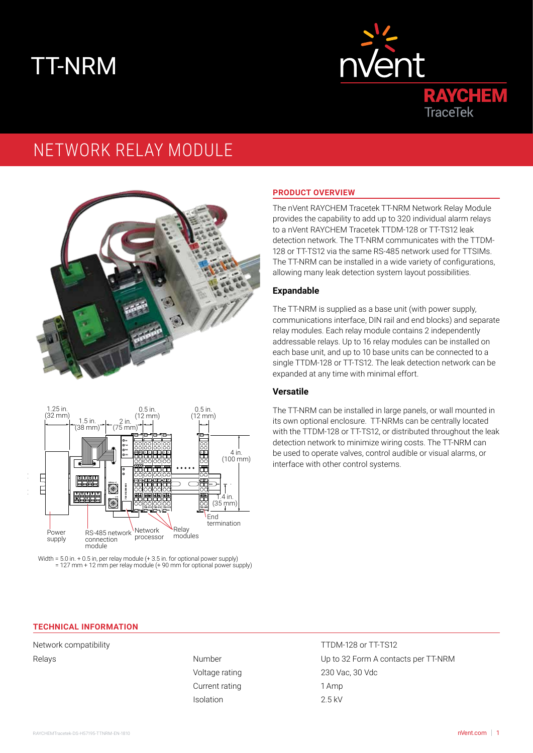# TT-NRM

## NETWORK RELAY MODULE

Width = 5.0 in. + 0.5 in. per relay module (+ 3.5 in. for optional power supply)
= 127 mm + 12 mm per relay module (+ 90 mm for optional power supply)

### PRODUCT OVERVIEW

The nVent RAYCHEM Tracetek TT-NRM Network Relay Module provides the capability to add up to 320 individual alarm relays to a nVent RAYCHEM Tracetek TTDM-128 or TT-TS12 leak detection network. The TT-NRM communicates with the TTDM-128 or TT-TS12 via the same RS-485 network used for TTSIMs. The TT-NRM can be installed in a wide variety of configurations, allowing many leak detection system layout possibilities.

### Expandable

The TT-NRM is supplied as a base unit (with power supply, communications interface, DIN rail and end blocks) and separate relay modules. Each relay module contains 2 independently addressable relays. Up to 16 relay modules can be installed on each base unit, and up to 10 base units can be connected to a single TTDM-128 or TT-TS12. The leak detection network can be expanded at any time with minimal effort.

### Versatile

The TT-NRM can be installed in large panels, or wall mounted in its own optional enclosure. TT-NRMs can be centrally located with the TTDM-128 or TT-TS12, or distributed throughout the leak detection network to minimize wiring costs. The TT-NRM can be used to operate valves, control audible or visual alarms, or interface with other control systems.

### TECHNICAL INFORMATION

| | | |
|---|---|---|
| Network compatibility | | TTDM-128 or TT-TS12 |
| Relays | Number | Up to 32 Form A contacts per TT-NRM |
| | Voltage rating | 230 Vac, 30 Vdc |
| | Current rating | 1 Amp |
| | Isolation | 2.5 kV |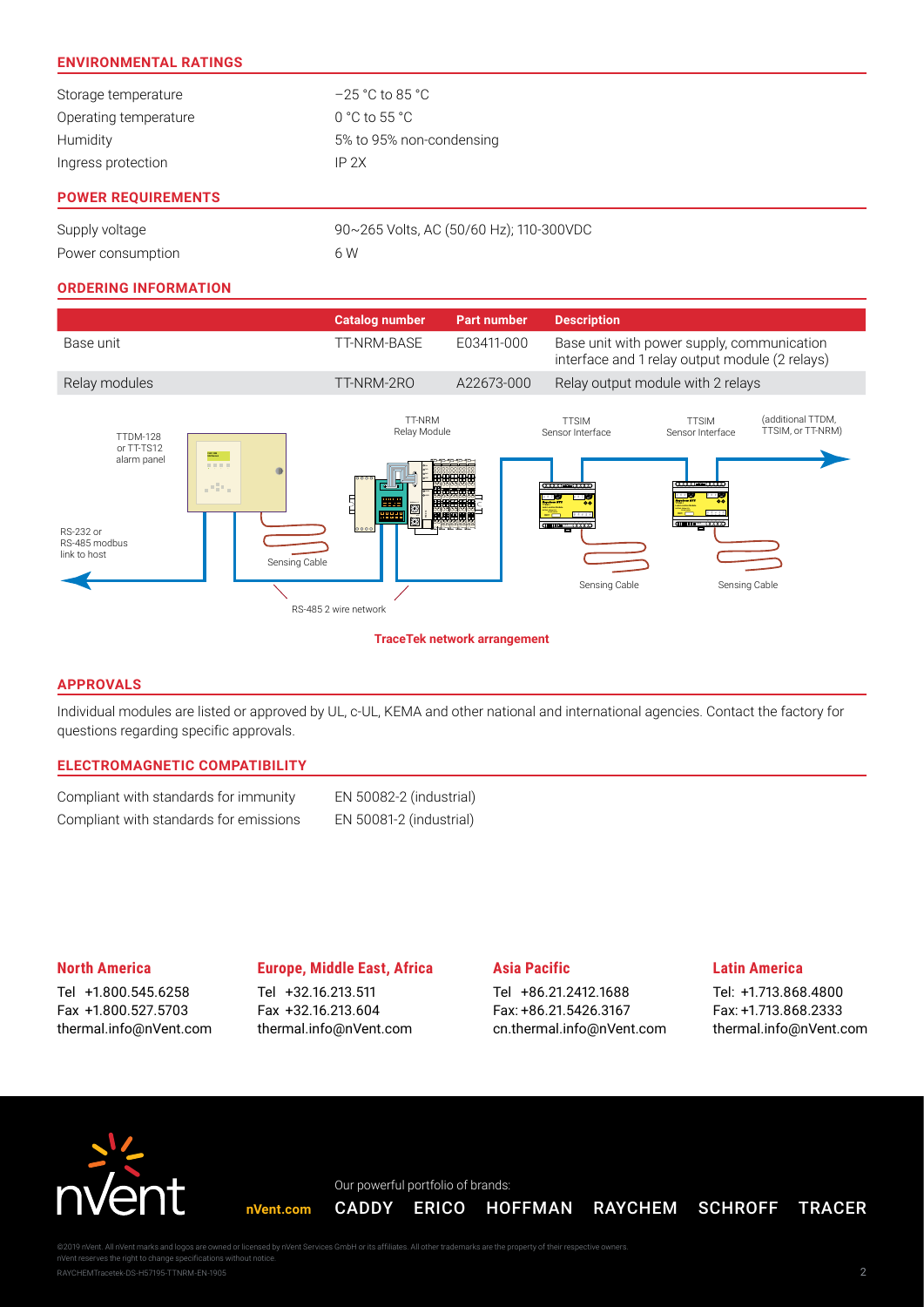## ENVIRONMENTAL RATINGS

| | |
|---|---|
| Storage temperature | –25 °C to 85 °C |
| Operating temperature | 0 °C to 55 °C |
| Humidity | 5% to 95% non-condensing |
| Ingress protection | IP 2X |

## POWER REQUIREMENTS

| | |
|---|---|
| Supply voltage | 90~265 Volts, AC (50/60 Hz); 110-300VDC |
| Power consumption | 6 W |

## ORDERING INFORMATION

| | Catalog number | Part number | Description |
|---|---|---|---|
| Base unit | TT-NRM-BASE | E03411-000 | Base unit with power supply, communication interface and 1 relay output module (2 relays) |
| Relay modules | TT-NRM-2RO | A22673-000 | Relay output module with 2 relays |

TTDM-128 or TT-TS12 alarm panel

RS-232 or RS-485 modbus link to host

Sensing Cable

TT-NRM Relay Module

TTSIM Sensor Interface

TTSIM Sensor Interface

(additional TTDM, TTSIM, or TT-NRM)

Sensing Cable

Sensing Cable

RS-485 2 wire network

**TraceTek network arrangement**

## APPROVALS

Individual modules are listed or approved by UL, c-UL, KEMA and other national and international agencies. Contact the factory for questions regarding specific approvals.

## ELECTROMAGNETIC COMPATIBILITY

| | |
|---|---|
| Compliant with standards for immunity | EN 50082-2 (industrial) |
| Compliant with standards for emissions | EN 50081-2 (industrial) |

**North America**
Tel +1.800.545.6258
Fax +1.800.527.5703
thermal.info@nVent.com

**Europe, Middle East, Africa**
Tel +32.16.213.511
Fax +32.16.213.604
thermal.info@nVent.com

**Asia Pacific**
Tel +86.21.2412.1688
Fax: +86.21.5426.3167
cn.thermal.info@nVent.com

**Latin America**
Tel: +1.713.868.4800
Fax: +1.713.868.2333
thermal.info@nVent.com

nVent

Our powerful portfolio of brands:

nVent.com CADDY ERICO HOFFMAN RAYCHEM SCHROFF TRACER

©2019 nVent. All nVent marks and logos are owned or licensed by nVent Services GmbH or its affiliates. All other trademarks are the property of their respective owners. nVent reserves the right to change specifications without notice.

RAYCHEMTracetek-DS-H57195-TTNRM-EN-1905